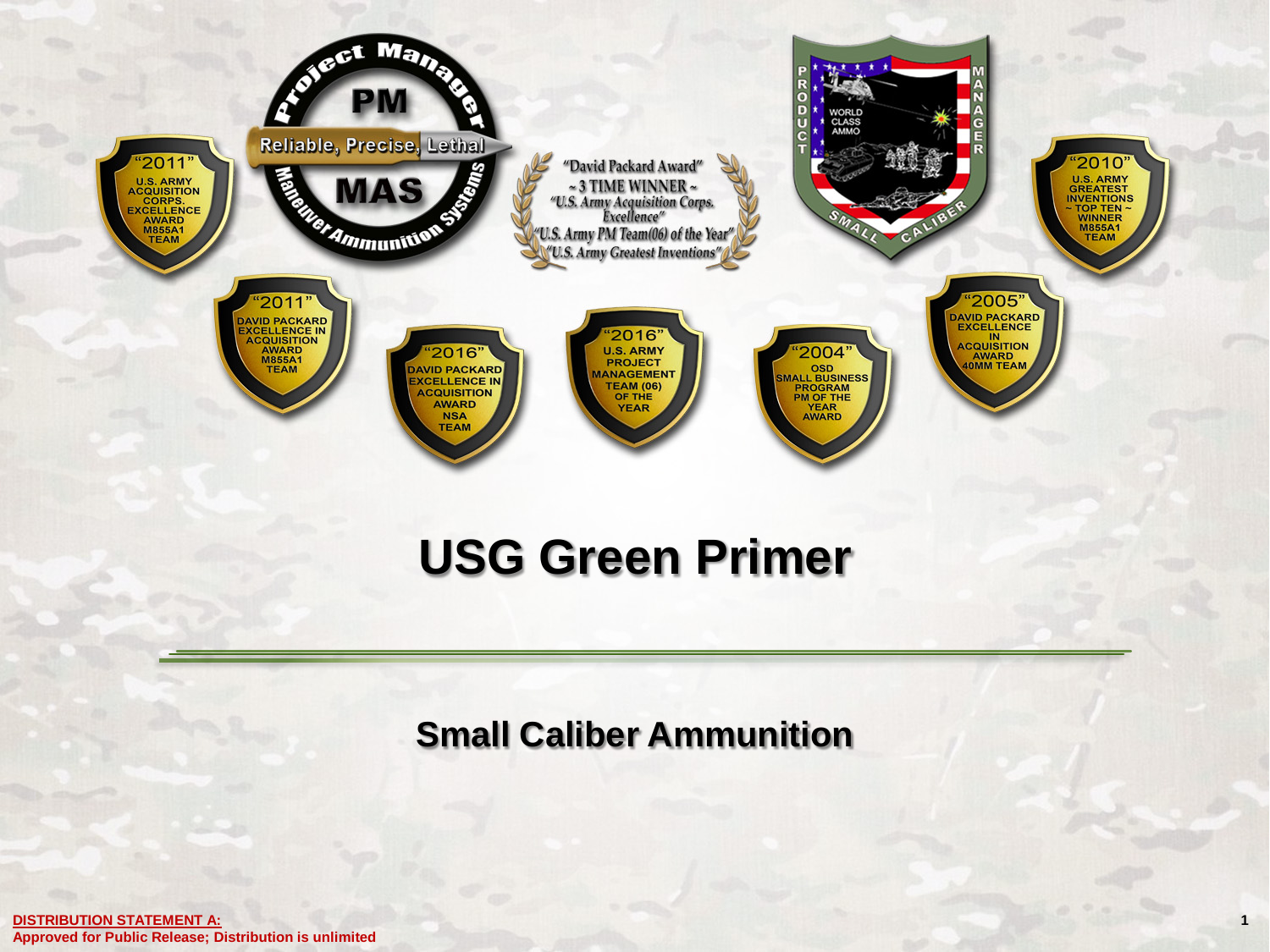Project Manager

PM

Reliable, Precise, Lethal

MAS

Maneuver Ammunition Systems

"David Packard Award"
~ 3 TIME WINNER ~
"U.S. Army Acquisition Corps. Excellence"
"U.S. Army PM Team(06) of the Year"
"U.S. Army Greatest Inventions"

PRODUCT MANAGER

WORLD CLASS AMMO

SMALL CALIBER

"2011" U.S. ARMY ACQUISITION CORPS. EXCELLENCE AWARD M855A1 TEAM

"2010" U.S. ARMY GREATEST INVENTIONS ~ TOP TEN ~ WINNER M855A1 TEAM

"2011" DAVID PACKARD EXCELLENCE IN ACQUISITION AWARD M855A1 TEAM

"2016" DAVID PACKARD EXCELLENCE IN ACQUISITION AWARD NSA TEAM

"2016" U.S. ARMY PROJECT MANAGEMENT TEAM (06) OF THE YEAR

"2004" OSD SMALL BUSINESS PROGRAM PM OF THE YEAR AWARD

"2005" DAVID PACKARD EXCELLENCE IN ACQUISITION AWARD 40MM TEAM

# USG Green Primer

## Small Caliber Ammunition

**DISTRIBUTION STATEMENT A:**
**Approved for Public Release; Distribution is unlimited**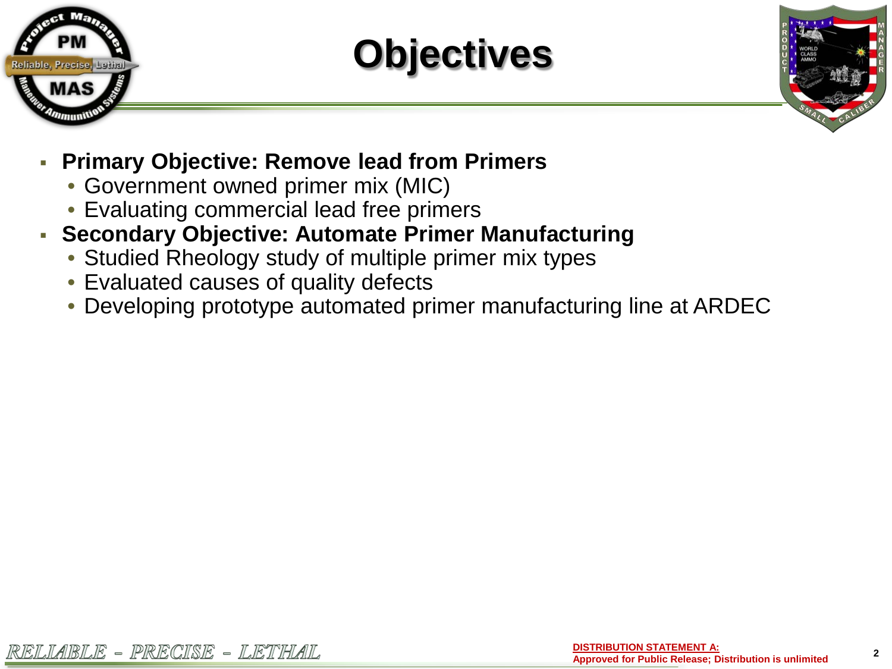# Objectives

- **Primary Objective: Remove lead from Primers**
  - Government owned primer mix (MIC)
  - Evaluating commercial lead free primers
- **Secondary Objective: Automate Primer Manufacturing**
  - Studied Rheology study of multiple primer mix types
  - Evaluated causes of quality defects
  - Developing prototype automated primer manufacturing line at ARDEC

RELIABLE – PRECISE – LETHAL

**DISTRIBUTION STATEMENT A:**
**Approved for Public Release; Distribution is unlimited**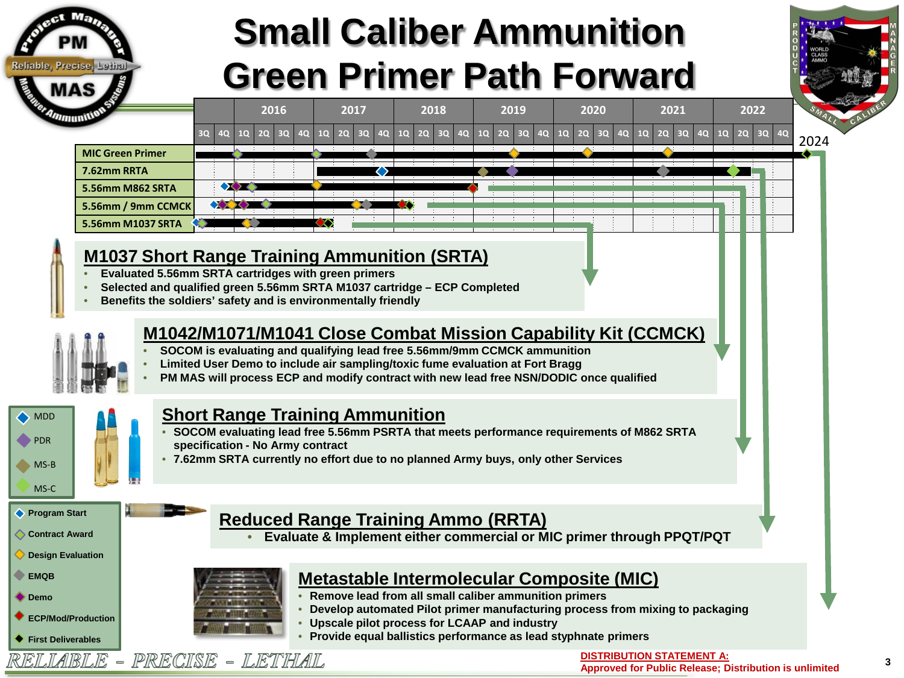# Small Caliber Ammunition Green Primer Path Forward

| Program | 2016 | 2017 | 2018 | 2019 | 2020 | 2021 | 2022 | 2024 |
|---|---|---|---|---|---|---|---|---|
| MIC Green Primer | | | | | | | | |
| 7.62mm RRTA | | | | | | | | |
| 5.56mm M862 SRTA | | | | | | | | |
| 5.56mm / 9mm CCMCK | | | | | | | | |
| 5.56mm M1037 SRTA | | | | | | | | |

Legend: MDD, PDR, MS-B, MS-C; Program Start, Contract Award, Design Evaluation, EMQB, Demo, ECP/Mod/Production, First Deliverables

## M1037 Short Range Training Ammunition (SRTA)

- Evaluated 5.56mm SRTA cartridges with green primers
- Selected and qualified green 5.56mm SRTA M1037 cartridge – ECP Completed
- Benefits the soldiers' safety and is environmentally friendly

## M1042/M1071/M1041 Close Combat Mission Capability Kit (CCMCK)

- SOCOM is evaluating and qualifying lead free 5.56mm/9mm CCMCK ammunition
- Limited User Demo to include air sampling/toxic fume evaluation at Fort Bragg
- PM MAS will process ECP and modify contract with new lead free NSN/DODIC once qualified

## Short Range Training Ammunition

- SOCOM evaluating lead free 5.56mm PSRTA that meets performance requirements of M862 SRTA specification - No Army contract
- 7.62mm SRTA currently no effort due to no planned Army buys, only other Services

## Reduced Range Training Ammo (RRTA)

- Evaluate & Implement either commercial or MIC primer through PPQT/PQT

## Metastable Intermolecular Composite (MIC)

- Remove lead from all small caliber ammunition primers
- Develop automated Pilot primer manufacturing process from mixing to packaging
- Upscale pilot process for LCAAP and industry
- Provide equal ballistics performance as lead styphnate primers

RELIABLE – PRECISE – LETHAL

DISTRIBUTION STATEMENT A:
Approved for Public Release; Distribution is unlimited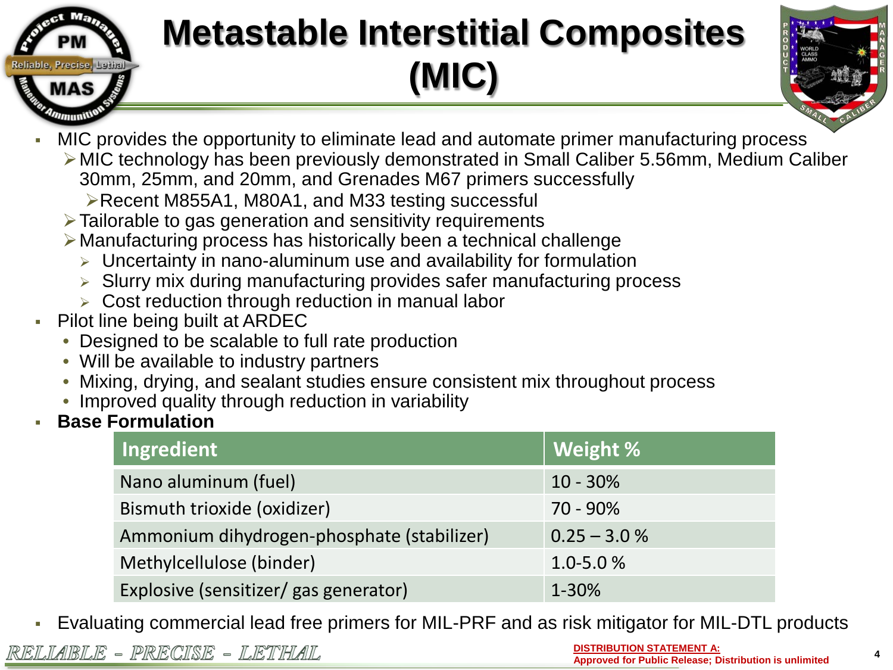# Metastable Interstitial Composites (MIC)

- MIC provides the opportunity to eliminate lead and automate primer manufacturing process
  - MIC technology has been previously demonstrated in Small Caliber 5.56mm, Medium Caliber 30mm, 25mm, and 20mm, and Grenades M67 primers successfully
    - Recent M855A1, M80A1, and M33 testing successful
  - Tailorable to gas generation and sensitivity requirements
  - Manufacturing process has historically been a technical challenge
    - Uncertainty in nano-aluminum use and availability for formulation
    - Slurry mix during manufacturing provides safer manufacturing process
    - Cost reduction through reduction in manual labor
- Pilot line being built at ARDEC
  - Designed to be scalable to full rate production
  - Will be available to industry partners
  - Mixing, drying, and sealant studies ensure consistent mix throughout process
  - Improved quality through reduction in variability
- **Base Formulation**

| Ingredient | Weight % |
|---|---|
| Nano aluminum (fuel) | 10 - 30% |
| Bismuth trioxide (oxidizer) | 70 - 90% |
| Ammonium dihydrogen-phosphate (stabilizer) | 0.25 – 3.0 % |
| Methylcellulose (binder) | 1.0-5.0 % |
| Explosive (sensitizer/ gas generator) | 1-30% |

- Evaluating commercial lead free primers for MIL-PRF and as risk mitigator for MIL-DTL products

**DISTRIBUTION STATEMENT A:**
**Approved for Public Release; Distribution is unlimited**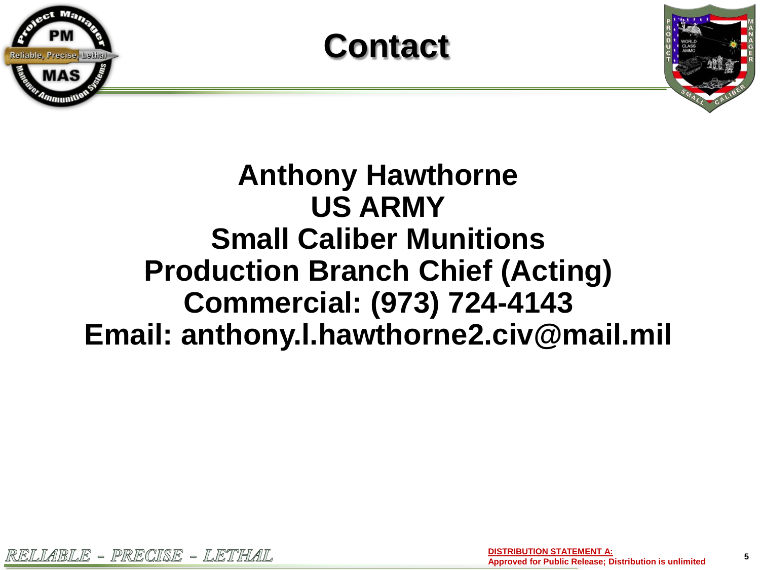# Contact

**Anthony Hawthorne**
**US ARMY**
**Small Caliber Munitions**
**Production Branch Chief (Acting)**
**Commercial: (973) 724-4143**
**Email: anthony.l.hawthorne2.civ@mail.mil**

RELIABLE – PRECISE – LETHAL

**DISTRIBUTION STATEMENT A:**
**Approved for Public Release; Distribution is unlimited**